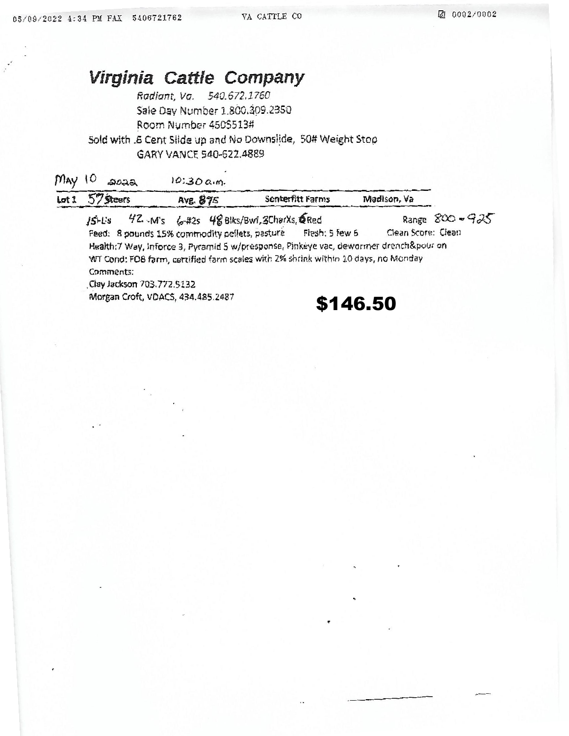# Virginia Cattle Company

*Radiant, Va. 540.672.1760*

Sale Day Number 1.800.309.2350

Room Number 4505513#

Sold with .6 Cent Slide up and No Downslide, 50# Weight Stop

GARY VANCE 540-622.4889

May 10 2022 10:30 a.m.

| Lot 1 | 57 Steers | Avg. 875 | Senterfitt Farms | Madison, Va |
|---|---|---|---|---|

15-L's 42-M's 6-#2s 48 Blks/Bwf, 3 CharXs, 6 Red Range 800 - 925

Feed: 8 pounds 15% commodity pellets, pasture Flesh: 5 few 6 Clean Score: Clean

Health: 7 Way, Inforce 3, Pyramid 5 w/presponse, Pinkeye vac, dewormer drench&pour on

WT Cond: FOB farm, certified farm scales with 2% shrink within 10 days, no Monday

Comments:

Clay Jackson 703.772.5132

Morgan Croft, VDACS, 434.485.2487

**$146.50**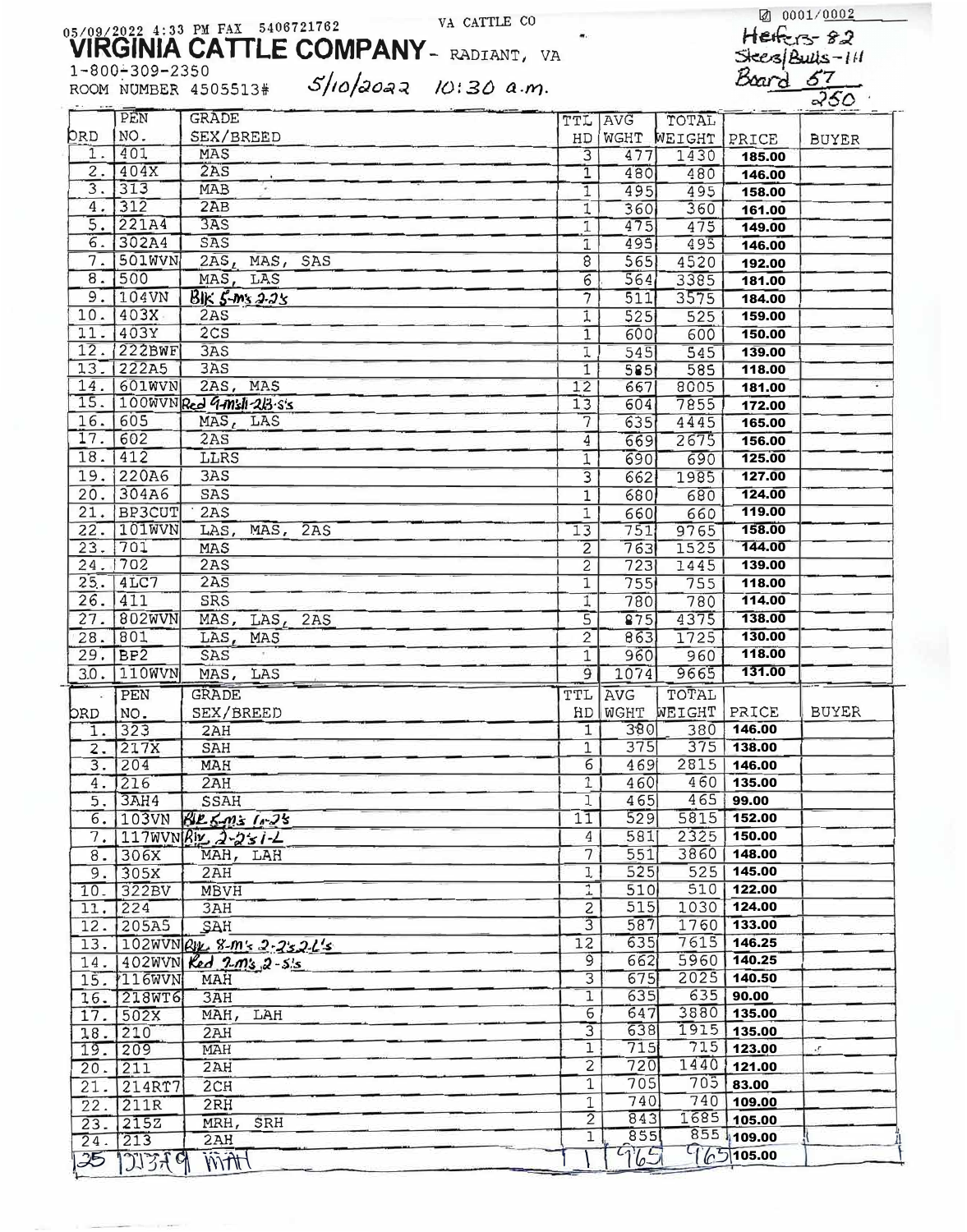05/09/2022 4:33 PM FAX 5406721762 VA CATTLE CO 0001/0002

# VIRGINIA CATTLE COMPANY - RADIANT, VA

1-800-309-2350

ROOM NUMBER 4505513# 5/10/2022 10:30 a.m.

Heifers-82
Steers/Bulls-111
Board 57
250

| ORD | PEN NO. | GRADE SEX/BREED | TTL HD | AVG WGHT | TOTAL WEIGHT | PRICE | BUYER |
|---|---|---|---|---|---|---|---|
| 1. | 401 | MAS | 3 | 477 | 1430 | 185.00 | |
| 2. | 404X | 2AS | 1 | 480 | 480 | 146.00 | |
| 3. | 313 | MAB | 1 | 495 | 495 | 158.00 | |
| 4. | 312 | 2AB | 1 | 360 | 360 | 161.00 | |
| 5. | 221A4 | 3AS | 1 | 475 | 475 | 149.00 | |
| 6. | 302A4 | SAS | 1 | 495 | 495 | 146.00 | |
| 7. | 501WVN | 2AS, MAS, SAS | 8 | 565 | 4520 | 192.00 | |
| 8. | 500 | MAS, LAS | 6 | 564 | 3385 | 181.00 | |
| 9. | 104VN | Blk 5-m's 2-2's | 7 | 511 | 3575 | 184.00 | |
| 10. | 403X | 2AS | 1 | 525 | 525 | 159.00 | |
| 11. | 403Y | 2CS | 1 | 600 | 600 | 150.00 | |
| 12. | 222BWF | 3AS | 1 | 545 | 545 | 139.00 | |
| 13. | 222A5 | 3AS | 1 | 585 | 585 | 118.00 | |
| 14. | 601WVN | 2AS, MAS | 12 | 667 | 8005 | 181.00 | |
| 15. | 100WVN | Red 9-m's 1-2 B-S's | 13 | 604 | 7855 | 172.00 | |
| 16. | 605 | MAS, LAS | 7 | 635 | 4445 | 165.00 | |
| 17. | 602 | 2AS | 4 | 669 | 2675 | 156.00 | |
| 18. | 412 | LLRS | 1 | 690 | 690 | 125.00 | |
| 19. | 220A6 | 3AS | 3 | 662 | 1985 | 127.00 | |
| 20. | 304A6 | SAS | 1 | 680 | 680 | 124.00 | |
| 21. | BP3CUT | 2AS | 1 | 660 | 660 | 119.00 | |
| 22. | 101WVN | LAS, MAS, 2AS | 13 | 751 | 9765 | 158.00 | |
| 23. | 701 | MAS | 2 | 763 | 1525 | 144.00 | |
| 24. | 702 | 2AS | 2 | 723 | 1445 | 139.00 | |
| 25. | 4LC7 | 2AS | 1 | 755 | 755 | 118.00 | |
| 26. | 411 | SRS | 1 | 780 | 780 | 114.00 | |
| 27. | 802WVN | MAS, LAS, 2AS | 5 | 875 | 4375 | 138.00 | |
| 28. | 801 | LAS, MAS | 2 | 863 | 1725 | 130.00 | |
| 29. | BP2 | SAS | 1 | 960 | 960 | 118.00 | |
| 30. | 110WVN | MAS, LAS | 9 | 1074 | 9665 | 131.00 | |

| ORD | PEN NO. | GRADE SEX/BREED | TTL HD | AVG WGHT | TOTAL WEIGHT | PRICE | BUYER |
|---|---|---|---|---|---|---|---|
| 1. | 323 | 2AH | 1 | 380 | 380 | 146.00 | |
| 2. | 217X | SAH | 1 | 375 | 375 | 138.00 | |
| 3. | 204 | MAH | 6 | 469 | 2815 | 146.00 | |
| 4. | 216 | 2AH | 1 | 460 | 460 | 135.00 | |
| 5. | 3AH4 | SSAH | 1 | 465 | 465 | 99.00 | |
| 6. | 103VN | Blk 5-m's 6-2's | 11 | 529 | 5815 | 152.00 | |
| 7. | 117WVN | Blk 2-2's 1-L | 4 | 581 | 2325 | 150.00 | |
| 8. | 306X | MAH, LAH | 7 | 551 | 3860 | 148.00 | |
| 9. | 305X | 2AH | 1 | 525 | 525 | 145.00 | |
| 10. | 322BV | MBVH | 1 | 510 | 510 | 122.00 | |
| 11. | 224 | 3AH | 2 | 515 | 1030 | 124.00 | |
| 12. | 205A5 | SAH | 3 | 587 | 1760 | 133.00 | |
| 13. | 102WVN | Blk 8-m's 2-2's 2-L's | 12 | 635 | 7615 | 146.25 | |
| 14. | 402WVN | Red 2-m's 2-S's | 9 | 662 | 5960 | 140.25 | |
| 15. | 116WVN | MAH | 3 | 675 | 2025 | 140.50 | |
| 16. | 218WT6 | 3AH | 1 | 635 | 635 | 90.00 | |
| 17. | 502X | MAH, LAH | 6 | 647 | 3880 | 135.00 | |
| 18. | 210 | 2AH | 3 | 638 | 1915 | 135.00 | |
| 19. | 209 | MAH | 1 | 715 | 715 | 123.00 | |
| 20. | 211 | 2AH | 2 | 720 | 1440 | 121.00 | |
| 21. | 214RT7 | 2CH | 1 | 705 | 705 | 83.00 | |
| 22. | 211R | 2RH | 1 | 740 | 740 | 109.00 | |
| 23. | 215Z | MRH, SRH | 2 | 843 | 1685 | 105.00 | |
| 24. | 213 | 2AH | 1 | 855 | 855 | 109.00 | |
| 25 | 213A9 | MAH | 1 | 965 | 965 | 105.00 | |